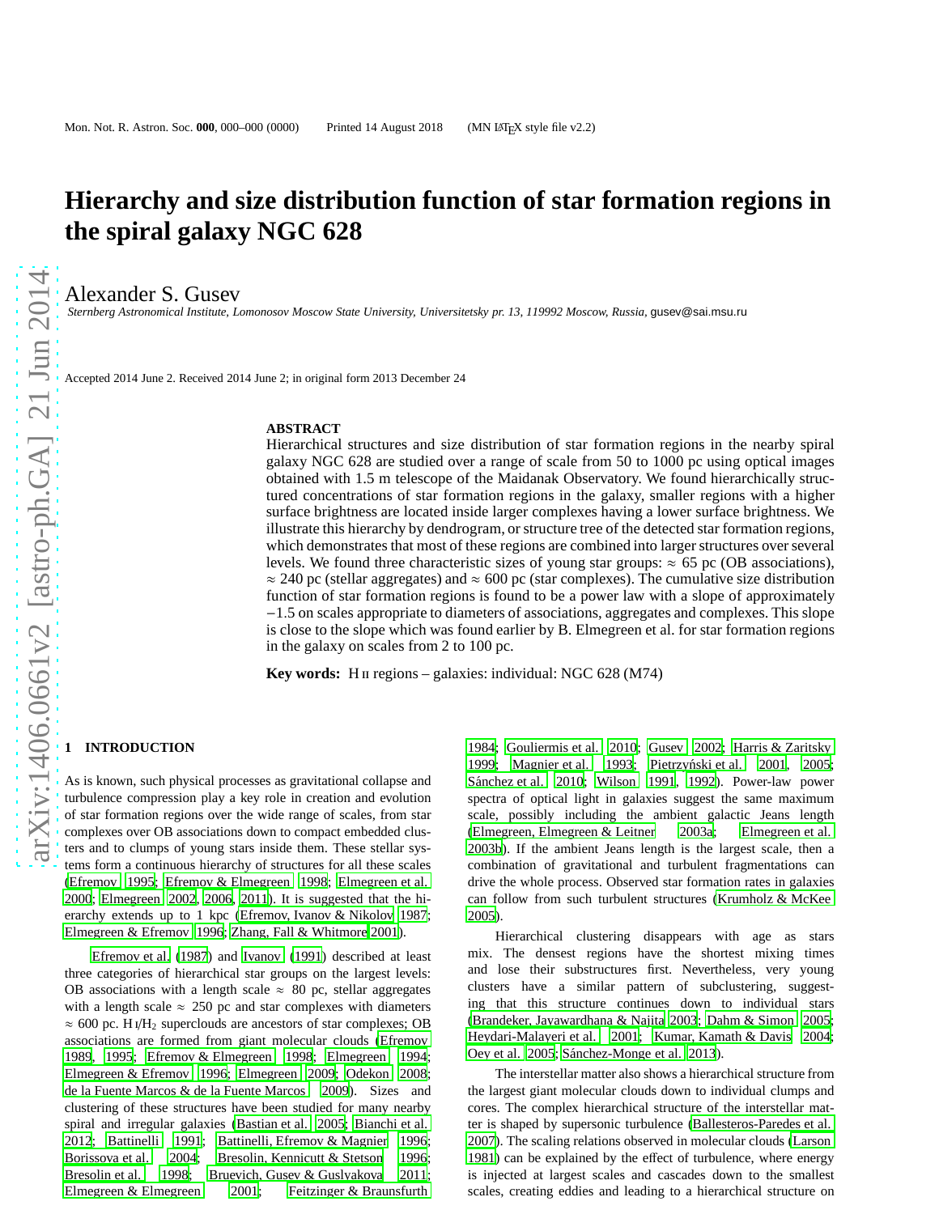# Hierarchy and size distribution function of star formation regions in the spiral galaxy NGC 628

Alexander S. Gusev

*Sternberg Astronomical Institute, Lomonosov Moscow State University, Universitetsky pr. 13, 119992 Moscow, Russia,* gusev@sai.msu.ru

Accepted 2014 June 2. Received 2014 June 2; in original form 2013 December 24

## ABSTRACT

Hierarchical structures and size distribution of star formation regions in the nearby spiral galaxy NGC 628 are studied over a range of scale from 50 to 1000 pc using optical images obtained with 1.5 m telescope of the Maidanak Observatory. We found hierarchically structured concentrations of star formation regions in the galaxy, smaller regions with a higher surface brightness are located inside larger complexes having a lower surface brightness. We illustrate this hierarchy by dendrogram, or structure tree of the detected star formation regions, which demonstrates that most of these regions are combined into larger structures over several levels. We found three characteristic sizes of young star groups: $\approx$ 65 pc (OB associations), $\approx$ 240 pc (stellar aggregates) and $\approx$ 600 pc (star complexes). The cumulative size distribution function of star formation regions is found to be a power law with a slope of approximately $-1.5$ on scales appropriate to diameters of associations, aggregates and complexes. This slope is close to the slope which was found earlier by B. Elmegreen et al. for star formation regions in the galaxy on scales from 2 to 100 pc.

**Key words:** H II regions – galaxies: individual: NGC 628 (M74)

## 1 INTRODUCTION

As is known, such physical processes as gravitational collapse and turbulence compression play a key role in creation and evolution of star formation regions over the wide range of scales, from star complexes over OB associations down to compact embedded clusters and to clumps of young stars inside them. These stellar systems form a continuous hierarchy of structures for all these scales (Efremov 1995; Efremov & Elmegreen 1998; Elmegreen et al. 2000; Elmegreen 2002, 2006, 2011). It is suggested that the hierarchy extends up to 1 kpc (Efremov, Ivanov & Nikolov 1987; Elmegreen & Efremov 1996; Zhang, Fall & Whitmore 2001).

Efremov et al. (1987) and Ivanov (1991) described at least three categories of hierarchical star groups on the largest levels: OB associations with a length scale $\approx$ 80 pc, stellar aggregates with a length scale $\approx$ 250 pc and star complexes with diameters $\approx$ 600 pc. H I/$H_2$ superclouds are ancestors of star complexes; OB associations are formed from giant molecular clouds (Efremov 1989, 1995; Efremov & Elmegreen 1998; Elmegreen 1994; Elmegreen & Efremov 1996; Elmegreen 2009; Odekon 2008; de la Fuente Marcos & de la Fuente Marcos 2009). Sizes and clustering of these structures have been studied for many nearby spiral and irregular galaxies (Bastian et al. 2005; Bianchi et al. 2012; Battinelli 1991; Battinelli, Efremov & Magnier 1996; Borissova et al. 2004; Bresolin, Kennicutt & Stetson 1996; Bresolin et al. 1998; Bruevich, Gusev & Guslyakova 2011; Elmegreen & Elmegreen 2001; Feitzinger & Braunsfurth 1984; Gouliermis et al. 2010; Gusev 2002; Harris & Zaritsky 1999; Magnier et al. 1993; Pietrzyński et al. 2001, 2005; Sánchez et al. 2010; Wilson 1991, 1992). Power-law power spectra of optical light in galaxies suggest the same maximum scale, possibly including the ambient galactic Jeans length (Elmegreen, Elmegreen & Leitner 2003a; Elmegreen et al. 2003b). If the ambient Jeans length is the largest scale, then a combination of gravitational and turbulent fragmentations can drive the whole process. Observed star formation rates in galaxies can follow from such turbulent structures (Krumholz & McKee 2005).

Hierarchical clustering disappears with age as stars mix. The densest regions have the shortest mixing times and lose their substructures first. Nevertheless, very young clusters have a similar pattern of subclustering, suggesting that this structure continues down to individual stars (Brandeker, Jayawardhana & Najita 2003; Dahm & Simon 2005; Heydari-Malayeri et al. 2001; Kumar, Kamath & Davis 2004; Oey et al. 2005; Sánchez-Monge et al. 2013).

The interstellar matter also shows a hierarchical structure from the largest giant molecular clouds down to individual clumps and cores. The complex hierarchical structure of the interstellar matter is shaped by supersonic turbulence (Ballesteros-Paredes et al. 2007). The scaling relations observed in molecular clouds (Larson 1981) can be explained by the effect of turbulence, where energy is injected at largest scales and cascades down to the smallest scales, creating eddies and leading to a hierarchical structure on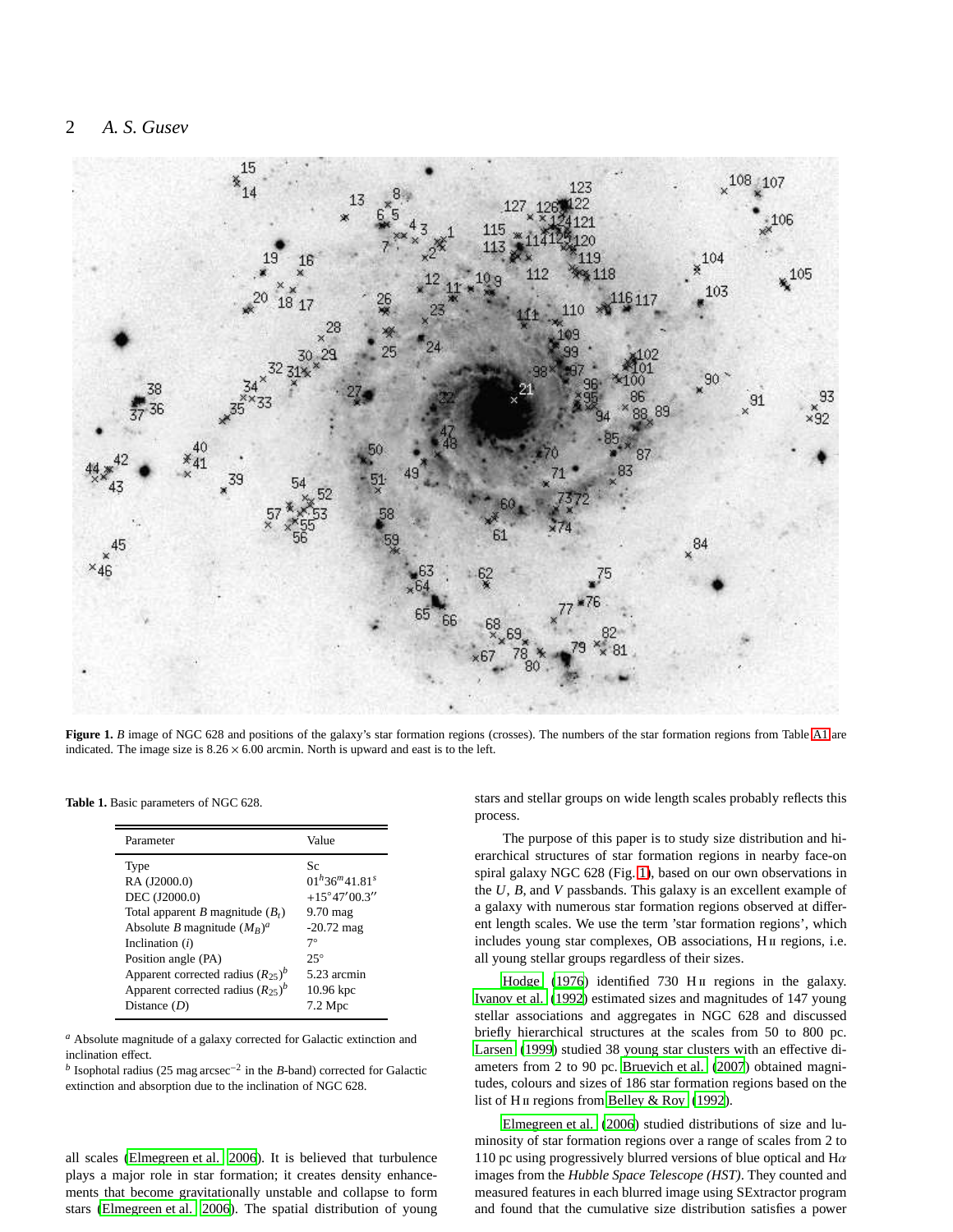**Figure 1.** *B* image of NGC 628 and positions of the galaxy's star formation regions (crosses). The numbers of the star formation regions from Table A1 are indicated. The image size is $8.26 \times 6.00$ arcmin. North is upward and east is to the left.

**Table 1.** Basic parameters of NGC 628.

| Parameter | Value |
|---|---|
| Type | Sc |
| RA (J2000.0) | $01^h36^m41.81^s$ |
| DEC (J2000.0) | $+15°47'00.3''$ |
| Total apparent *B* magnitude ($B_t$) | 9.70 mag |
| Absolute *B* magnitude ($M_B$)[a] | -20.72 mag |
| Inclination ($i$) | 7° |
| Position angle (PA) | 25° |
| Apparent corrected radius ($R_{25}$)[b] | 5.23 arcmin |
| Apparent corrected radius ($R_{25}$)[b] | 10.96 kpc |
| Distance ($D$) | 7.2 Mpc |

[a] Absolute magnitude of a galaxy corrected for Galactic extinction and inclination effect.
[b] Isophotal radius (25 mag arcsec$^{-2}$ in the *B*-band) corrected for Galactic extinction and absorption due to the inclination of NGC 628.

all scales (Elmegreen et al. 2006). It is believed that turbulence plays a major role in star formation; it creates density enhancements that become gravitationally unstable and collapse to form stars (Elmegreen et al. 2006). The spatial distribution of young stars and stellar groups on wide length scales probably reflects this process.

The purpose of this paper is to study size distribution and hierarchical structures of star formation regions in nearby face-on spiral galaxy NGC 628 (Fig. 1), based on our own observations in the *U*, *B*, and *V* passbands. This galaxy is an excellent example of a galaxy with numerous star formation regions observed at different length scales. We use the term 'star formation regions', which includes young star complexes, OB associations, H II regions, i.e. all young stellar groups regardless of their sizes.

Hodge (1976) identified 730 H II regions in the galaxy. Ivanov et al. (1992) estimated sizes and magnitudes of 147 young stellar associations and aggregates in NGC 628 and discussed briefly hierarchical structures at the scales from 50 to 800 pc. Larsen (1999) studied 38 young star clusters with an effective diameters from 2 to 90 pc. Bruevich et al. (2007) obtained magnitudes, colours and sizes of 186 star formation regions based on the list of H II regions from Belley & Roy (1992).

Elmegreen et al. (2006) studied distributions of size and luminosity of star formation regions over a range of scales from 2 to 110 pc using progressively blurred versions of blue optical and H$\alpha$ images from the *Hubble Space Telescope (HST)*. They counted and measured features in each blurred image using SExtractor program and found that the cumulative size distribution satisfies a power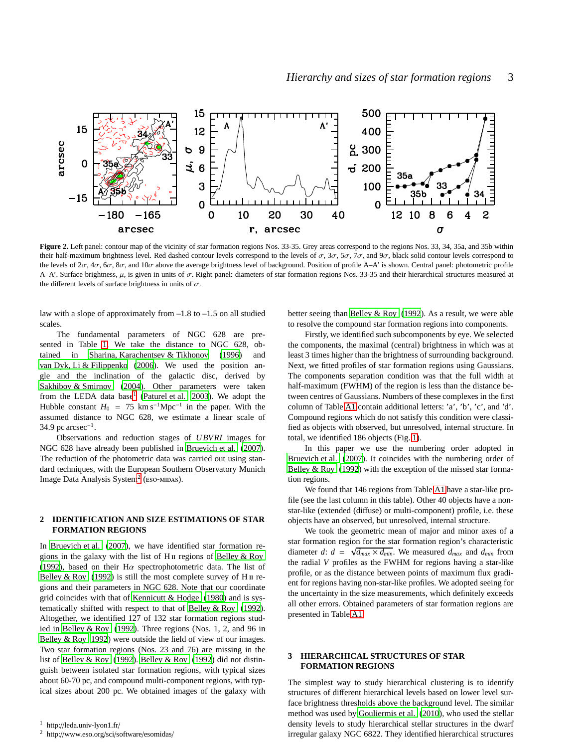Figure 2. Left panel: contour map of the vicinity of star formation regions Nos. 33-35. Grey areas correspond to the regions Nos. 33, 34, 35a, and 35b within their half-maximum brightness level. Red dashed contour levels correspond to the levels of $\sigma$, $3\sigma$, $5\sigma$, $7\sigma$, and $9\sigma$, black solid contour levels correspond to the levels of $2\sigma$, $4\sigma$, $6\sigma$, $8\sigma$, and $10\sigma$ above the average brightness level of background. Position of profile A–A′ is shown. Central panel: photometric profile A–A′. Surface brightness, $\mu$, is given in units of $\sigma$. Right panel: diameters of star formation regions Nos. 33-35 and their hierarchical structures measured at the different levels of surface brightness in units of $\sigma$.

law with a slope of approximately from –1.8 to –1.5 on all studied scales.

The fundamental parameters of NGC 628 are presented in Table 1. We take the distance to NGC 628, obtained in Sharina, Karachentsev & Tikhonov (1996) and van Dyk, Li & Filippenko (2006). We used the position angle and the inclination of the galactic disc, derived by Sakhibov & Smirnov (2004). Other parameters were taken from the LEDA data base[1] (Paturel et al. 2003). We adopt the Hubble constant $H_0 = 75$ km s$^{-1}$Mpc$^{-1}$ in the paper. With the assumed distance to NGC 628, we estimate a linear scale of 34.9 pc arcsec$^{-1}$.

Observations and reduction stages of *UBVRI* images for NGC 628 have already been published in Bruevich et al. (2007). The reduction of the photometric data was carried out using standard techniques, with the European Southern Observatory Munich Image Data Analysis System[2] (ESO-MIDAS).

## 2 IDENTIFICATION AND SIZE ESTIMATIONS OF STAR FORMATION REGIONS

In Bruevich et al. (2007), we have identified star formation regions in the galaxy with the list of H II regions of Belley & Roy (1992), based on their H$\alpha$ spectrophotometric data. The list of Belley & Roy (1992) is still the most complete survey of H II regions and their parameters in NGC 628. Note that our coordinate grid coincides with that of Kennicutt & Hodge (1980) and is systematically shifted with respect to that of Belley & Roy (1992). Altogether, we identified 127 of 132 star formation regions studied in Belley & Roy (1992). Three regions (Nos. 1, 2, and 96 in Belley & Roy 1992) were outside the field of view of our images. Two star formation regions (Nos. 23 and 76) are missing in the list of Belley & Roy (1992). Belley & Roy (1992) did not distinguish between isolated star formation regions, with typical sizes about 60-70 pc, and compound multi-component regions, with typical sizes about 200 pc. We obtained images of the galaxy with better seeing than Belley & Roy (1992). As a result, we were able to resolve the compound star formation regions into components.

Firstly, we identified such subcomponents by eye. We selected the components, the maximal (central) brightness in which was at least 3 times higher than the brightness of surrounding background. Next, we fitted profiles of star formation regions using Gaussians. The components separation condition was that the full width at half-maximum (FWHM) of the region is less than the distance between centres of Gaussians. Numbers of these complexes in the first column of Table A1 contain additional letters: 'a', 'b', 'c', and 'd'. Compound regions which do not satisfy this condition were classified as objects with observed, but unresolved, internal structure. In total, we identified 186 objects (Fig. 1).

In this paper we use the numbering order adopted in Bruevich et al. (2007). It coincides with the numbering order of Belley & Roy (1992) with the exception of the missed star formation regions.

We found that 146 regions from Table A1 have a star-like profile (see the last column in this table). Other 40 objects have a non-star-like (extended (diffuse) or multi-component) profile, i.e. these objects have an observed, but unresolved, internal structure.

We took the geometric mean of major and minor axes of a star formation region for the star formation region's characteristic diameter $d$: $d = \sqrt{d_{max} \times d_{min}}$. We measured $d_{max}$ and $d_{min}$ from the radial $V$ profiles as the FWHM for regions having a star-like profile, or as the distance between points of maximum flux gradient for regions having non-star-like profiles. We adopted seeing for the uncertainty in the size measurements, which definitely exceeds all other errors. Obtained parameters of star formation regions are presented in Table A1.

## 3 HIERARCHICAL STRUCTURES OF STAR FORMATION REGIONS

The simplest way to study hierarchical clustering is to identify structures of different hierarchical levels based on lower level surface brightness thresholds above the background level. The similar method was used by Gouliermis et al. (2010), who used the stellar density levels to study hierarchical stellar structures in the dwarf irregular galaxy NGC 6822. They identified hierarchical structures

[1] http://leda.univ-lyon1.fr/

[2] http://www.eso.org/sci/software/esomidas/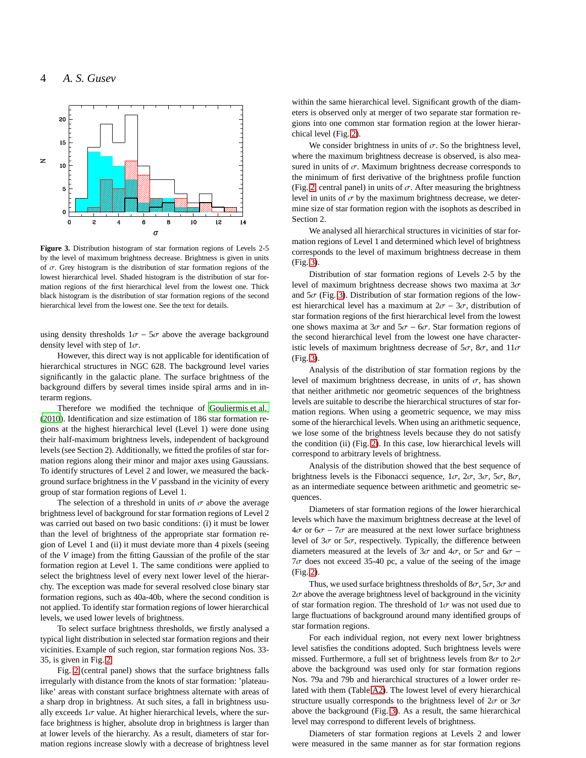**Figure 3.** Distribution histogram of star formation regions of Levels 2-5 by the level of maximum brightness decrease. Brightness is given in units of $\sigma$. Grey histogram is the distribution of star formation regions of the lowest hierarchical level. Shaded histogram is the distribution of star formation regions of the first hierarchical level from the lowest one. Thick black histogram is the distribution of star formation regions of the second hierarchical level from the lowest one. See the text for details.

using density thresholds $1\sigma - 5\sigma$ above the average background density level with step of $1\sigma$.

However, this direct way is not applicable for identification of hierarchical structures in NGC 628. The background level varies significantly in the galactic plane. The surface brightness of the background differs by several times inside spiral arms and in interarm regions.

Therefore we modified the technique of Gouliermis et al. (2010). Identification and size estimation of 186 star formation regions at the highest hierarchical level (Level 1) were done using their half-maximum brightness levels, independent of background levels (see Section 2). Additionally, we fitted the profiles of star formation regions along their minor and major axes using Gaussians. To identify structures of Level 2 and lower, we measured the background surface brightness in the *V* passband in the vicinity of every group of star formation regions of Level 1.

The selection of a threshold in units of $\sigma$ above the average brightness level of background for star formation regions of Level 2 was carried out based on two basic conditions: (i) it must be lower than the level of brightness of the appropriate star formation region of Level 1 and (ii) it must deviate more than 4 pixels (seeing of the *V* image) from the fitting Gaussian of the profile of the star formation region at Level 1. The same conditions were applied to select the brightness level of every next lower level of the hierarchy. The exception was made for several resolved close binary star formation regions, such as 40a-40b, where the second condition is not applied. To identify star formation regions of lower hierarchical levels, we used lower levels of brightness.

To select surface brightness thresholds, we firstly analysed a typical light distribution in selected star formation regions and their vicinities. Example of such region, star formation regions Nos. 33-35, is given in Fig. 2.

Fig. 2 (central panel) shows that the surface brightness falls irregularly with distance from the knots of star formation: 'plateau-like' areas with constant surface brightness alternate with areas of a sharp drop in brightness. At such sites, a fall in brightness usually exceeds $1\sigma$ value. At higher hierarchical levels, where the surface brightness is higher, absolute drop in brightness is larger than at lower levels of the hierarchy. As a result, diameters of star formation regions increase slowly with a decrease of brightness level within the same hierarchical level. Significant growth of the diameters is observed only at merger of two separate star formation regions into one common star formation region at the lower hierarchical level (Fig. 2).

We consider brightness in units of $\sigma$. So the brightness level, where the maximum brightness decrease is observed, is also measured in units of $\sigma$. Maximum brightness decrease corresponds to the minimum of first derivative of the brightness profile function (Fig. 2, central panel) in units of $\sigma$. After measuring the brightness level in units of $\sigma$ by the maximum brightness decrease, we determine size of star formation region with the isophots as described in Section 2.

We analysed all hierarchical structures in vicinities of star formation regions of Level 1 and determined which level of brightness corresponds to the level of maximum brightness decrease in them (Fig. 3).

Distribution of star formation regions of Levels 2-5 by the level of maximum brightness decrease shows two maxima at $3\sigma$ and $5\sigma$ (Fig. 3). Distribution of star formation regions of the lowest hierarchical level has a maximum at $2\sigma - 3\sigma$, distribution of star formation regions of the first hierarchical level from the lowest one shows maxima at $3\sigma$ and $5\sigma - 6\sigma$. Star formation regions of the second hierarchical level from the lowest one have characteristic levels of maximum brightness decrease of $5\sigma$, $8\sigma$, and $11\sigma$ (Fig. 3).

Analysis of the distribution of star formation regions by the level of maximum brightness decrease, in units of $\sigma$, has shown that neither arithmetic nor geometric sequences of the brightness levels are suitable to describe the hierarchical structures of star formation regions. When using a geometric sequence, we may miss some of the hierarchical levels. When using an arithmetic sequence, we lose some of the brightness levels because they do not satisfy the condition (ii) (Fig. 2). In this case, low hierarchical levels will correspond to arbitrary levels of brightness.

Analysis of the distribution showed that the best sequence of brightness levels is the Fibonacci sequence, $1\sigma$, $2\sigma$, $3\sigma$, $5\sigma$, $8\sigma$, as an intermediate sequence between arithmetic and geometric sequences.

Diameters of star formation regions of the lower hierarchical levels which have the maximum brightness decrease at the level of $4\sigma$ or $6\sigma - 7\sigma$ are measured at the next lower surface brightness level of $3\sigma$ or $5\sigma$, respectively. Typically, the difference between diameters measured at the levels of $3\sigma$ and $4\sigma$, or $5\sigma$ and $6\sigma - 7\sigma$ does not exceed 35-40 pc, a value of the seeing of the image (Fig. 2).

Thus, we used surface brightness thresholds of $8\sigma$, $5\sigma$, $3\sigma$ and $2\sigma$ above the average brightness level of background in the vicinity of star formation region. The threshold of $1\sigma$ was not used due to large fluctuations of background around many identified groups of star formation regions.

For each individual region, not every next lower brightness level satisfies the conditions adopted. Such brightness levels were missed. Furthermore, a full set of brightness levels from $8\sigma$ to $2\sigma$ above the background was used only for star formation regions Nos. 79a and 79b and hierarchical structures of a lower order related with them (Table A2). The lowest level of every hierarchical structure usually corresponds to the brightness level of $2\sigma$ or $3\sigma$ above the background (Fig. 3). As a result, the same hierarchical level may correspond to different levels of brightness.

Diameters of star formation regions at Levels 2 and lower were measured in the same manner as for star formation regions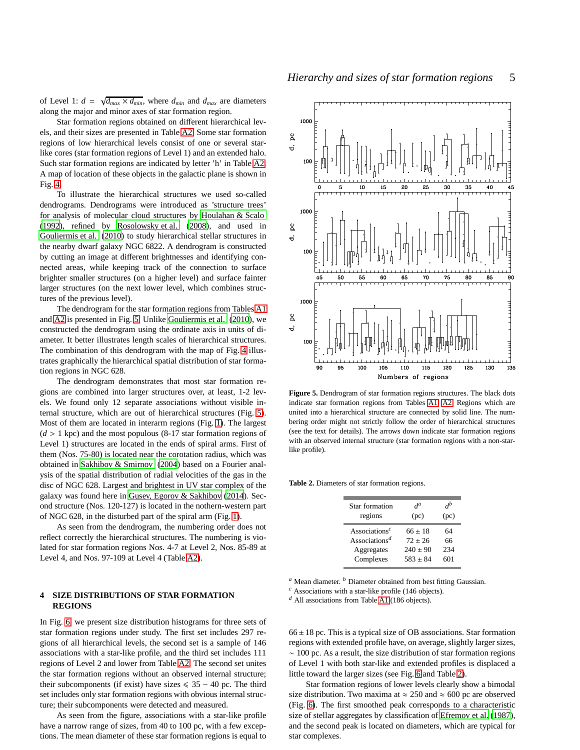of Level 1: $d = \sqrt{d_{max} \times d_{min}}$, where $d_{min}$ and $d_{max}$ are diameters along the major and minor axes of star formation region.

Star formation regions obtained on different hierarchical levels, and their sizes are presented in Table A2. Some star formation regions of low hierarchical levels consist of one or several star-like cores (star formation regions of Level 1) and an extended halo. Such star formation regions are indicated by letter 'h' in Table A2. A map of location of these objects in the galactic plane is shown in Fig. 4.

To illustrate the hierarchical structures we used so-called dendrograms. Dendrograms were introduced as 'structure trees' for analysis of molecular cloud structures by Houlahan & Scalo (1992), refined by Rosolowsky et al. (2008), and used in Gouliermis et al. (2010) to study hierarchical stellar structures in the nearby dwarf galaxy NGC 6822. A dendrogram is constructed by cutting an image at different brightnesses and identifying connected areas, while keeping track of the connection to surface brighter smaller structures (on a higher level) and surface fainter larger structures (on the next lower level, which combines structures of the previous level).

The dendrogram for the star formation regions from Tables A1 and A2 is presented in Fig. 5. Unlike Gouliermis et al. (2010), we constructed the dendrogram using the ordinate axis in units of diameter. It better illustrates length scales of hierarchical structures. The combination of this dendrogram with the map of Fig. 4 illustrates graphically the hierarchical spatial distribution of star formation regions in NGC 628.

The dendrogram demonstrates that most star formation regions are combined into larger structures over, at least, 1-2 levels. We found only 12 separate associations without visible internal structure, which are out of hierarchical structures (Fig. 5). Most of them are located in interarm regions (Fig. 1). The largest ($d > 1$ kpc) and the most populous (8-17 star formation regions of Level 1) structures are located in the ends of spiral arms. First of them (Nos. 75-80) is located near the corotation radius, which was obtained in Sakhibov & Smirnov (2004) based on a Fourier analysis of the spatial distribution of radial velocities of the gas in the disc of NGC 628. Largest and brightest in UV star complex of the galaxy was found here in Gusev, Egorov & Sakhibov (2014). Second structure (Nos. 120-127) is located in the nothern-western part of NGC 628, in the disturbed part of the spiral arm (Fig. 1).

As seen from the dendrogram, the numbering order does not reflect correctly the hierarchical structures. The numbering is violated for star formation regions Nos. 4-7 at Level 2, Nos. 85-89 at Level 4, and Nos. 97-109 at Level 4 (Table A2).

**Figure 5.** Dendrogram of star formation regions structures. The black dots indicate star formation regions from Tables A1, A2. Regions which are united into a hierarchical structure are connected by solid line. The numbering order might not strictly follow the order of hierarchical structures (see the text for details). The arrows down indicate star formation regions with an observed internal structure (star formation regions with a non-star-like profile).

**Table 2.** Diameters of star formation regions.

| Star formation regions | $d^a$ (pc) | $d^b$ (pc) |
|---|---|---|
| Associations[c] | 66 ± 18 | 64 |
| Associations[d] | 72 ± 26 | 66 |
| Aggregates | 240 ± 90 | 234 |
| Complexes | 583 ± 84 | 601 |

[a] Mean diameter. [b] Diameter obtained from best fitting Gaussian.
[c] Associations with a star-like profile (146 objects).
[d] All associations from Table A1 (186 objects).

## 4 SIZE DISTRIBUTIONS OF STAR FORMATION REGIONS

In Fig. 6 we present size distribution histograms for three sets of star formation regions under study. The first set includes 297 regions of all hierarchical levels, the second set is a sample of 146 associations with a star-like profile, and the third set includes 111 regions of Level 2 and lower from Table A2. The second set unites the star formation regions without an observed internal structure; their subcomponents (if exist) have sizes $\leqslant 35-40$ pc. The third set includes only star formation regions with obvious internal structure; their subcomponents were detected and measured.

As seen from the figure, associations with a star-like profile have a narrow range of sizes, from 40 to 100 pc, with a few exceptions. The mean diameter of these star formation regions is equal to $66 \pm 18$ pc. This is a typical size of OB associations. Star formation regions with extended profile have, on average, slightly larger sizes, $\sim 100$ pc. As a result, the size distribution of star formation regions of Level 1 with both star-like and extended profiles is displaced a little toward the larger sizes (see Fig. 6 and Table 2).

Star formation regions of lower levels clearly show a bimodal size distribution. Two maxima at $\approx 250$ and $\approx 600$ pc are observed (Fig. 6). The first smoothed peak corresponds to a characteristic size of stellar aggregates by classification of Efremov et al. (1987), and the second peak is located on diameters, which are typical for star complexes.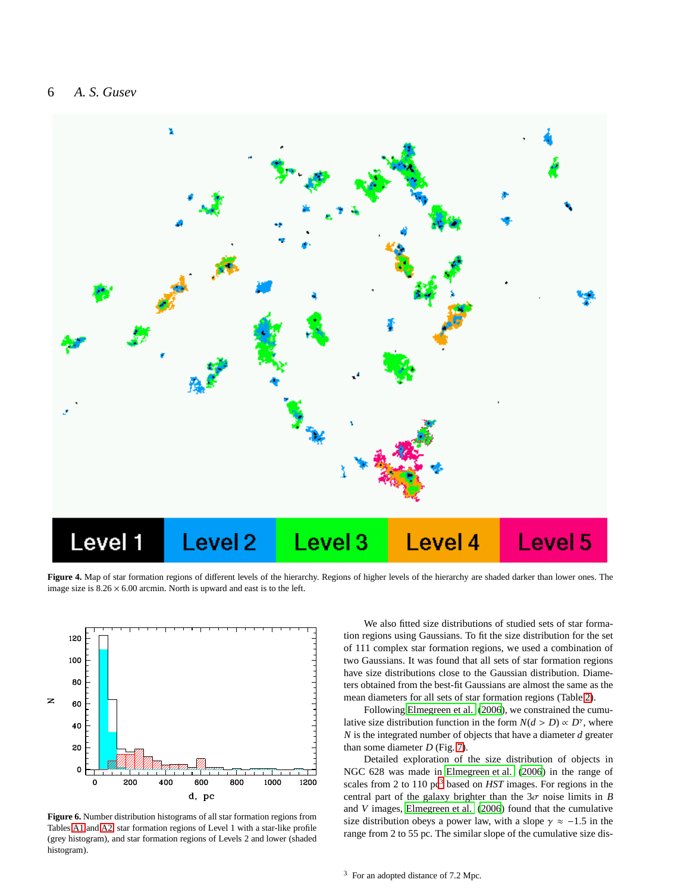Figure 4. Map of star formation regions of different levels of the hierarchy. Regions of higher levels of the hierarchy are shaded darker than lower ones. The image size is $8.26 \times 6.00$ arcmin. North is upward and east is to the left.

Figure 6. Number distribution histograms of all star formation regions from Tables A1 and A2, star formation regions of Level 1 with a star-like profile (grey histogram), and star formation regions of Levels 2 and lower (shaded histogram).

We also fitted size distributions of studied sets of star formation regions using Gaussians. To fit the size distribution for the set of 111 complex star formation regions, we used a combination of two Gaussians. It was found that all sets of star formation regions have size distributions close to the Gaussian distribution. Diameters obtained from the best-fit Gaussians are almost the same as the mean diameters for all sets of star formation regions (Table 2).

Following Elmegreen et al. (2006), we constrained the cumulative size distribution function in the form $N(d > D) \propto D^{\gamma}$, where $N$ is the integrated number of objects that have a diameter $d$ greater than some diameter $D$ (Fig. 7).

Detailed exploration of the size distribution of objects in NGC 628 was made in Elmegreen et al. (2006) in the range of scales from 2 to 110 pc[3] based on *HST* images. For regions in the central part of the galaxy brighter than the $3\sigma$ noise limits in $B$ and $V$ images, Elmegreen et al. (2006) found that the cumulative size distribution obeys a power law, with a slope $\gamma \approx -1.5$ in the range from 2 to 55 pc. The similar slope of the cumulative size dis-

[3] For an adopted distance of 7.2 Mpc.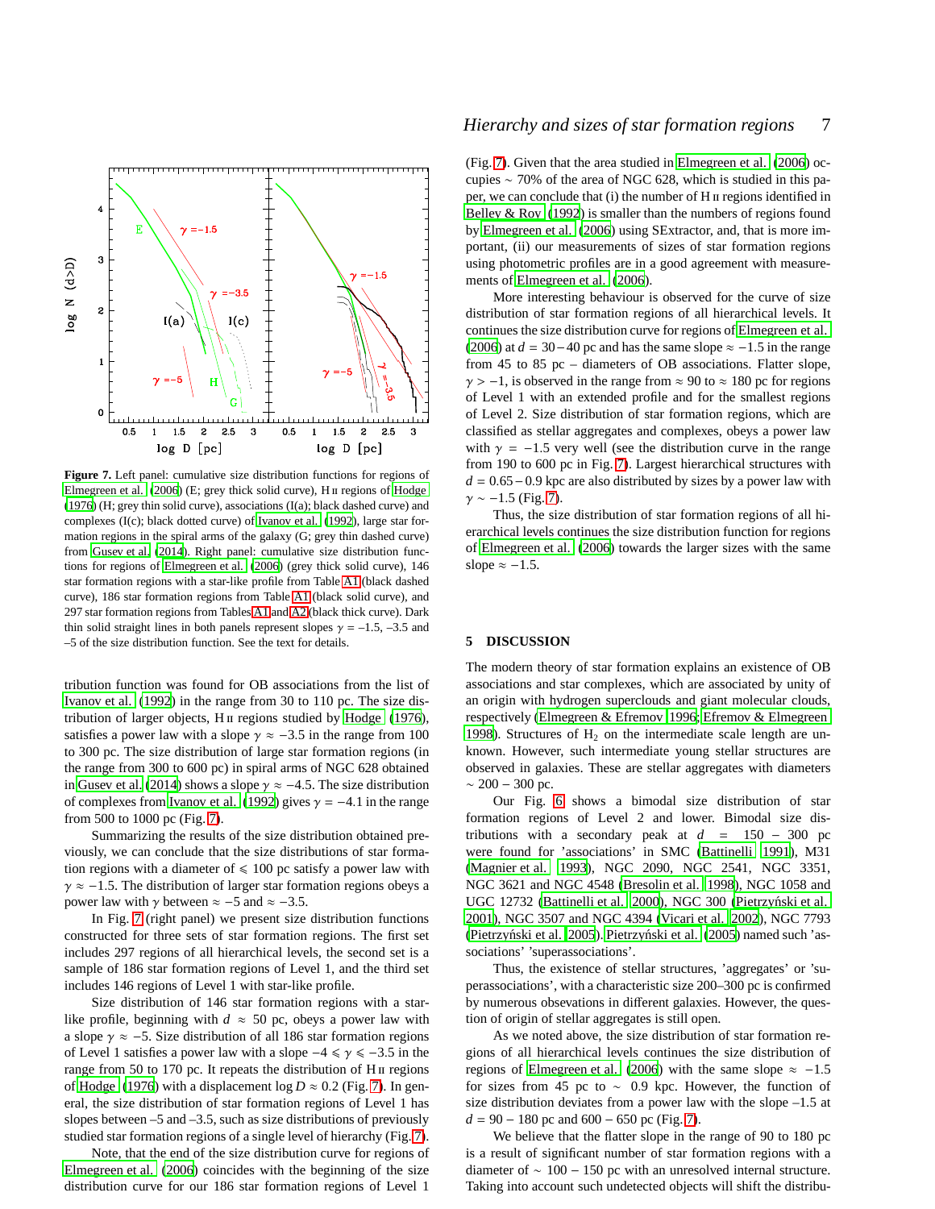Figure 7. Left panel: cumulative size distribution functions for regions of Elmegreen et al. (2006) (E; grey thick solid curve), H II regions of Hodge (1976) (H; grey thin solid curve), associations (I(a); black dashed curve) and complexes (I(c); black dotted curve) of Ivanov et al. (1992), large star formation regions in the spiral arms of the galaxy (G; grey thin dashed curve) from Gusev et al. (2014). Right panel: cumulative size distribution functions for regions of Elmegreen et al. (2006) (grey thick solid curve), 146 star formation regions with a star-like profile from Table A1 (black dashed curve), 186 star formation regions from Table A1 (black solid curve), and 297 star formation regions from Tables A1 and A2 (black thick curve). Dark thin solid straight lines in both panels represent slopes $\gamma = -1.5$, $-3.5$ and $-5$ of the size distribution function. See the text for details.

tribution function was found for OB associations from the list of Ivanov et al. (1992) in the range from 30 to 110 pc. The size distribution of larger objects, H II regions studied by Hodge (1976), satisfies a power law with a slope $\gamma \approx -3.5$ in the range from 100 to 300 pc. The size distribution of large star formation regions (in the range from 300 to 600 pc) in spiral arms of NGC 628 obtained in Gusev et al. (2014) shows a slope $\gamma \approx -4.5$. The size distribution of complexes from Ivanov et al. (1992) gives $\gamma = -4.1$ in the range from 500 to 1000 pc (Fig. 7).

Summarizing the results of the size distribution obtained previously, we can conclude that the size distributions of star formation regions with a diameter of $\leqslant 100$ pc satisfy a power law with $\gamma \approx -1.5$. The distribution of larger star formation regions obeys a power law with $\gamma$ between $\approx -5$ and $\approx -3.5$.

In Fig. 7 (right panel) we present size distribution functions constructed for three sets of star formation regions. The first set includes 297 regions of all hierarchical levels, the second set is a sample of 186 star formation regions of Level 1, and the third set includes 146 regions of Level 1 with star-like profile.

Size distribution of 146 star formation regions with a star-like profile, beginning with $d \approx 50$ pc, obeys a power law with a slope $\gamma \approx -5$. Size distribution of all 186 star formation regions of Level 1 satisfies a power law with a slope $-4 \leqslant \gamma \leqslant -3.5$ in the range from 50 to 170 pc. It repeats the distribution of H II regions of Hodge (1976) with a displacement $\log D \approx 0.2$ (Fig. 7). In general, the size distribution of star formation regions of Level 1 has slopes between $-5$ and $-3.5$, such as size distributions of previously studied star formation regions of a single level of hierarchy (Fig. 7).

Note, that the end of the size distribution curve for regions of Elmegreen et al. (2006) coincides with the beginning of the size distribution curve for our 186 star formation regions of Level 1 (Fig. 7). Given that the area studied in Elmegreen et al. (2006) occupies $\sim 70\%$ of the area of NGC 628, which is studied in this paper, we can conclude that (i) the number of H II regions identified in Belley & Roy (1992) is smaller than the numbers of regions found by Elmegreen et al. (2006) using SExtractor, and, that is more important, (ii) our measurements of sizes of star formation regions using photometric profiles are in a good agreement with measurements of Elmegreen et al. (2006).

More interesting behaviour is observed for the curve of size distribution of star formation regions of all hierarchical levels. It continues the size distribution curve for regions of Elmegreen et al. (2006) at $d = 30-40$ pc and has the same slope $\approx -1.5$ in the range from 45 to 85 pc – diameters of OB associations. Flatter slope, $\gamma > -1$, is observed in the range from $\approx 90$ to $\approx 180$ pc for regions of Level 1 with an extended profile and for the smallest regions of Level 2. Size distribution of star formation regions, which are classified as stellar aggregates and complexes, obeys a power law with $\gamma = -1.5$ very well (see the distribution curve in the range from 190 to 600 pc in Fig. 7). Largest hierarchical structures with $d = 0.65-0.9$ kpc are also distributed by sizes by a power law with $\gamma \sim -1.5$ (Fig. 7).

Thus, the size distribution of star formation regions of all hierarchical levels continues the size distribution function for regions of Elmegreen et al. (2006) towards the larger sizes with the same slope $\approx -1.5$.

## 5 DISCUSSION

The modern theory of star formation explains an existence of OB associations and star complexes, which are associated by unity of an origin with hydrogen superclouds and giant molecular clouds, respectively (Elmegreen & Efremov 1996; Efremov & Elmegreen 1998). Structures of $H_2$ on the intermediate scale length are unknown. However, such intermediate young stellar structures are observed in galaxies. These are stellar aggregates with diameters $\sim 200-300$ pc.

Our Fig. 6 shows a bimodal size distribution of star formation regions of Level 2 and lower. Bimodal size distributions with a secondary peak at $d = 150-300$ pc were found for 'associations' in SMC (Battinelli 1991), M31 (Magnier et al. 1993), NGC 2090, NGC 2541, NGC 3351, NGC 3621 and NGC 4548 (Bresolin et al. 1998), NGC 1058 and UGC 12732 (Battinelli et al. 2000), NGC 300 (Pietrzyński et al. 2001), NGC 3507 and NGC 4394 (Vicari et al. 2002), NGC 7793 (Pietrzyński et al. 2005). Pietrzyński et al. (2005) named such 'associations' 'superassociations'.

Thus, the existence of stellar structures, 'aggregates' or 'superassociations', with a characteristic size 200–300 pc is confirmed by numerous obsevations in different galaxies. However, the question of origin of stellar aggregates is still open.

As we noted above, the size distribution of star formation regions of all hierarchical levels continues the size distribution of regions of Elmegreen et al. (2006) with the same slope $\approx -1.5$ for sizes from 45 pc to $\sim 0.9$ kpc. However, the function of size distribution deviates from a power law with the slope –1.5 at $d = 90-180$ pc and $600-650$ pc (Fig. 7).

We believe that the flatter slope in the range of 90 to 180 pc is a result of significant number of star formation regions with a diameter of $\sim 100-150$ pc with an unresolved internal structure. Taking into account such undetected objects will shift the distribu-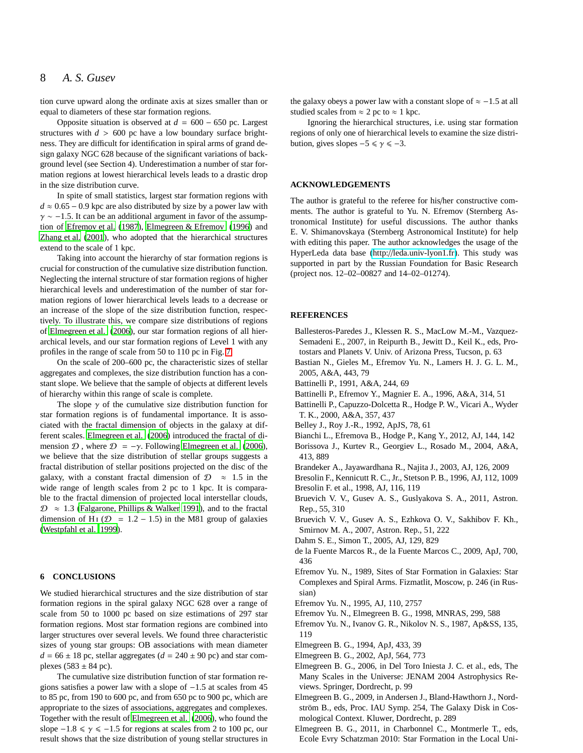tion curve upward along the ordinate axis at sizes smaller than or equal to diameters of these star formation regions.

Opposite situation is observed at $d = 600 - 650$ pc. Largest structures with $d > 600$ pc have a low boundary surface brightness. They are difficult for identification in spiral arms of grand design galaxy NGC 628 because of the significant variations of background level (see Section 4). Underestimation a number of star formation regions at lowest hierarchical levels leads to a drastic drop in the size distribution curve.

In spite of small statistics, largest star formation regions with $d \approx 0.65 - 0.9$ kpc are also distributed by size by a power law with $\gamma \sim -1.5$. It can be an additional argument in favor of the assumption of Efremov et al. (1987), Elmegreen & Efremov (1996) and Zhang et al. (2001), who adopted that the hierarchical structures extend to the scale of 1 kpc.

Taking into account the hierarchy of star formation regions is crucial for construction of the cumulative size distribution function. Neglecting the internal structure of star formation regions of higher hierarchical levels and underestimation of the number of star formation regions of lower hierarchical levels leads to a decrease or an increase of the slope of the size distribution function, respectively. To illustrate this, we compare size distributions of regions of Elmegreen et al. (2006), our star formation regions of all hierarchical levels, and our star formation regions of Level 1 with any profiles in the range of scale from 50 to 110 pc in Fig. 7.

On the scale of 200–600 pc, the characteristic sizes of stellar aggregates and complexes, the size distribution function has a constant slope. We believe that the sample of objects at different levels of hierarchy within this range of scale is complete.

The slope $\gamma$ of the cumulative size distribution function for star formation regions is of fundamental importance. It is associated with the fractal dimension of objects in the galaxy at different scales. Elmegreen et al. (2006) introduced the fractal of dimension $\mathcal{D}$, where $\mathcal{D} = -\gamma$. Following Elmegreen et al. (2006), we believe that the size distribution of stellar groups suggests a fractal distribution of stellar positions projected on the disc of the galaxy, with a constant fractal dimension of $\mathcal{D} \approx 1.5$ in the wide range of length scales from 2 pc to 1 kpc. This is comparable to the fractal dimension of projected local interstellar clouds, $\mathcal{D} \approx 1.3$ (Falgarone, Phillips & Walker 1991), and to the fractal dimension of H I ($\mathcal{D} = 1.2 - 1.5$) in the M81 group of galaxies (Westpfahl et al. 1999).

## 6 CONCLUSIONS

We studied hierarchical structures and the size distribution of star formation regions in the spiral galaxy NGC 628 over a range of scale from 50 to 1000 pc based on size estimations of 297 star formation regions. Most star formation regions are combined into larger structures over several levels. We found three characteristic sizes of young star groups: OB associations with mean diameter $d = 66 \pm 18$ pc, stellar aggregates ($d = 240 \pm 90$ pc) and star complexes ($583 \pm 84$ pc).

The cumulative size distribution function of star formation regions satisfies a power law with a slope of $-1.5$ at scales from 45 to 85 pc, from 190 to 600 pc, and from 650 pc to 900 pc, which are appropriate to the sizes of associations, aggregates and complexes. Together with the result of Elmegreen et al. (2006), who found the slope $-1.8 \leqslant \gamma \leqslant -1.5$ for regions at scales from 2 to 100 pc, our result shows that the size distribution of young stellar structures in the galaxy obeys a power law with a constant slope of $\approx -1.5$ at all studied scales from $\approx 2$ pc to $\approx 1$ kpc.

Ignoring the hierarchical structures, i.e. using star formation regions of only one of hierarchical levels to examine the size distribution, gives slopes $-5 \leqslant \gamma \leqslant -3$.

## ACKNOWLEDGEMENTS

The author is grateful to the referee for his/her constructive comments. The author is grateful to Yu. N. Efremov (Sternberg Astronomical Institute) for useful discussions. The author thanks E. V. Shimanovskaya (Sternberg Astronomical Institute) for help with editing this paper. The author acknowledges the usage of the HyperLeda data base (http://leda.univ-lyon1.fr). This study was supported in part by the Russian Foundation for Basic Research (project nos. 12–02–00827 and 14–02–01274).

## REFERENCES

Ballesteros-Paredes J., Klessen R. S., MacLow M.-M., Vazquez-Semadeni E., 2007, in Reipurth B., Jewitt D., Keil K., eds, Protostars and Planets V. Univ. of Arizona Press, Tucson, p. 63

Bastian N., Gieles M., Efremov Yu. N., Lamers H. J. G. L. M., 2005, A&A, 443, 79

Battinelli P., 1991, A&A, 244, 69

Battinelli P., Efremov Y., Magnier E. A., 1996, A&A, 314, 51

Battinelli P., Capuzzo-Dolcetta R., Hodge P. W., Vicari A., Wyder T. K., 2000, A&A, 357, 437

Belley J., Roy J.-R., 1992, ApJS, 78, 61

Bianchi L., Efremova B., Hodge P., Kang Y., 2012, AJ, 144, 142

Borissova J., Kurtev R., Georgiev L., Rosado M., 2004, A&A, 413, 889

Brandeker A., Jayawardhana R., Najita J., 2003, AJ, 126, 2009

Bresolin F., Kennicutt R. C., Jr., Stetson P. B., 1996, AJ, 112, 1009

Bresolin F. et al., 1998, AJ, 116, 119

Bruevich V. V., Gusev A. S., Guslyakova S. A., 2011, Astron. Rep., 55, 310

Bruevich V. V., Gusev A. S., Ezhkova O. V., Sakhibov F. Kh., Smirnov M. A., 2007, Astron. Rep., 51, 222

Dahm S. E., Simon T., 2005, AJ, 129, 829

de la Fuente Marcos R., de la Fuente Marcos C., 2009, ApJ, 700, 436

Efremov Yu. N., 1989, Sites of Star Formation in Galaxies: Star Complexes and Spiral Arms. Fizmatlit, Moscow, p. 246 (in Russian)

Efremov Yu. N., 1995, AJ, 110, 2757

Efremov Yu. N., Elmegreen B. G., 1998, MNRAS, 299, 588

Efremov Yu. N., Ivanov G. R., Nikolov N. S., 1987, Ap&SS, 135, 119

Elmegreen B. G., 1994, ApJ, 433, 39

Elmegreen B. G., 2002, ApJ, 564, 773

Elmegreen B. G., 2006, in Del Toro Iniesta J. C. et al., eds, The Many Scales in the Universe: JENAM 2004 Astrophysics Reviews. Springer, Dordrecht, p. 99

Elmegreen B. G., 2009, in Andersen J., Bland-Hawthorn J., Nordström B., eds, Proc. IAU Symp. 254, The Galaxy Disk in Cosmological Context. Kluwer, Dordrecht, p. 289

Elmegreen B. G., 2011, in Charbonnel C., Montmerle T., eds, Ecole Evry Schatzman 2010: Star Formation in the Local Uni-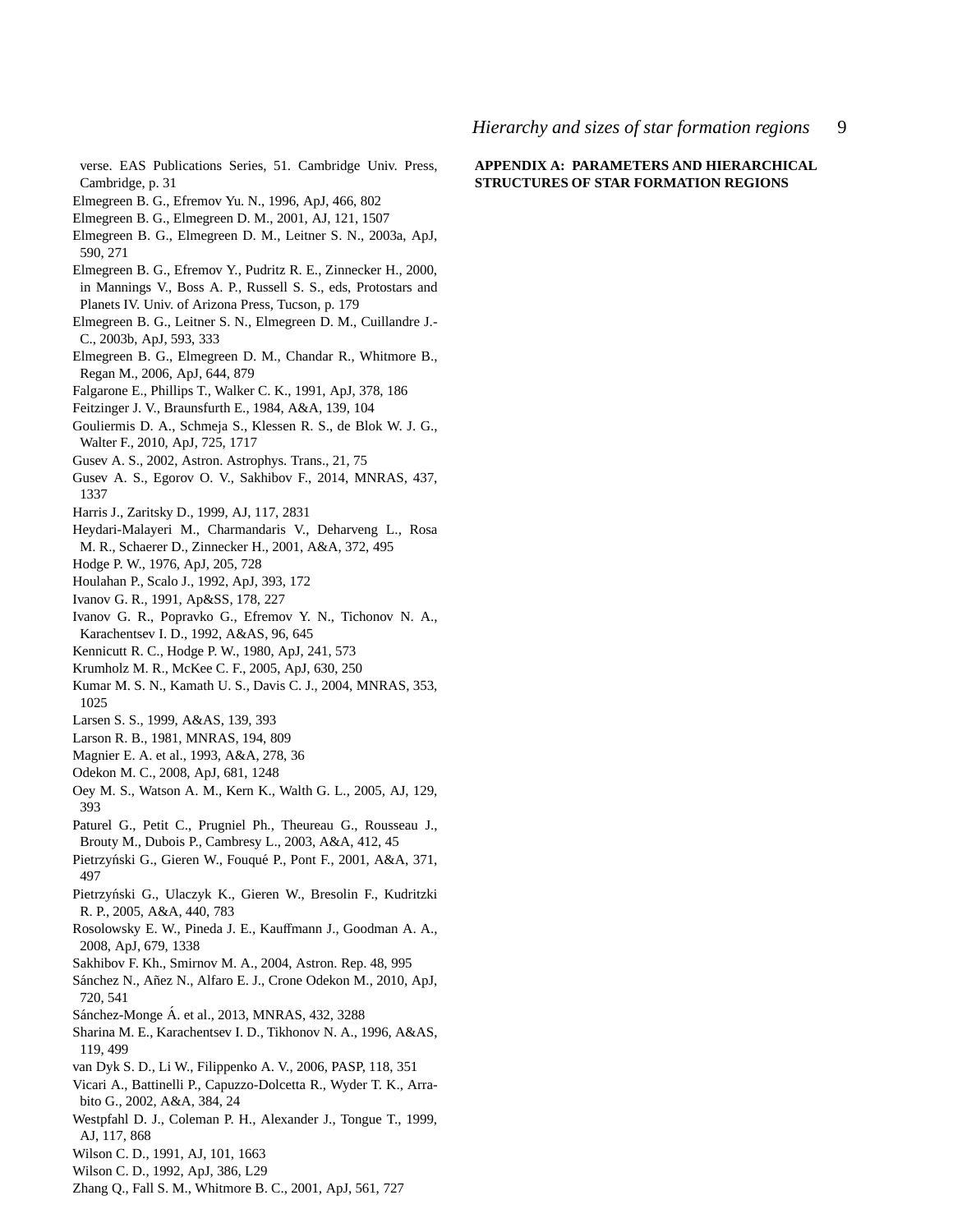verse. EAS Publications Series, 51. Cambridge Univ. Press, Cambridge, p. 31

Elmegreen B. G., Efremov Yu. N., 1996, ApJ, 466, 802

Elmegreen B. G., Elmegreen D. M., 2001, AJ, 121, 1507

Elmegreen B. G., Elmegreen D. M., Leitner S. N., 2003a, ApJ, 590, 271

Elmegreen B. G., Efremov Y., Pudritz R. E., Zinnecker H., 2000, in Mannings V., Boss A. P., Russell S. S., eds, Protostars and Planets IV. Univ. of Arizona Press, Tucson, p. 179

Elmegreen B. G., Leitner S. N., Elmegreen D. M., Cuillandre J.-C., 2003b, ApJ, 593, 333

Elmegreen B. G., Elmegreen D. M., Chandar R., Whitmore B., Regan M., 2006, ApJ, 644, 879

Falgarone E., Phillips T., Walker C. K., 1991, ApJ, 378, 186

Feitzinger J. V., Braunsfurth E., 1984, A&A, 139, 104

Gouliermis D. A., Schmeja S., Klessen R. S., de Blok W. J. G., Walter F., 2010, ApJ, 725, 1717

Gusev A. S., 2002, Astron. Astrophys. Trans., 21, 75

Gusev A. S., Egorov O. V., Sakhibov F., 2014, MNRAS, 437, 1337

Harris J., Zaritsky D., 1999, AJ, 117, 2831

Heydari-Malayeri M., Charmandaris V., Deharveng L., Rosa M. R., Schaerer D., Zinnecker H., 2001, A&A, 372, 495

Hodge P. W., 1976, ApJ, 205, 728

Houlahan P., Scalo J., 1992, ApJ, 393, 172

Ivanov G. R., 1991, Ap&SS, 178, 227

Ivanov G. R., Popravko G., Efremov Y. N., Tichonov N. A., Karachentsev I. D., 1992, A&AS, 96, 645

Kennicutt R. C., Hodge P. W., 1980, ApJ, 241, 573

Krumholz M. R., McKee C. F., 2005, ApJ, 630, 250

Kumar M. S. N., Kamath U. S., Davis C. J., 2004, MNRAS, 353, 1025

Larsen S. S., 1999, A&AS, 139, 393

Larson R. B., 1981, MNRAS, 194, 809

Magnier E. A. et al., 1993, A&A, 278, 36

Odekon M. C., 2008, ApJ, 681, 1248

Oey M. S., Watson A. M., Kern K., Walth G. L., 2005, AJ, 129, 393

Paturel G., Petit C., Prugniel Ph., Theureau G., Rousseau J., Brouty M., Dubois P., Cambresy L., 2003, A&A, 412, 45

Pietrzyński G., Gieren W., Fouqué P., Pont F., 2001, A&A, 371, 497

Pietrzyński G., Ulaczyk K., Gieren W., Bresolin F., Kudritzki R. P., 2005, A&A, 440, 783

Rosolowsky E. W., Pineda J. E., Kauffmann J., Goodman A. A., 2008, ApJ, 679, 1338

Sakhibov F. Kh., Smirnov M. A., 2004, Astron. Rep. 48, 995

Sánchez N., Añez N., Alfaro E. J., Crone Odekon M., 2010, ApJ, 720, 541

Sánchez-Monge Á. et al., 2013, MNRAS, 432, 3288

Sharina M. E., Karachentsev I. D., Tikhonov N. A., 1996, A&AS, 119, 499

van Dyk S. D., Li W., Filippenko A. V., 2006, PASP, 118, 351

Vicari A., Battinelli P., Capuzzo-Dolcetta R., Wyder T. K., Arrabito G., 2002, A&A, 384, 24

Westpfahl D. J., Coleman P. H., Alexander J., Tongue T., 1999, AJ, 117, 868

Wilson C. D., 1991, AJ, 101, 1663

Wilson C. D., 1992, ApJ, 386, L29

Zhang Q., Fall S. M., Whitmore B. C., 2001, ApJ, 561, 727

## APPENDIX A: PARAMETERS AND HIERARCHICAL STRUCTURES OF STAR FORMATION REGIONS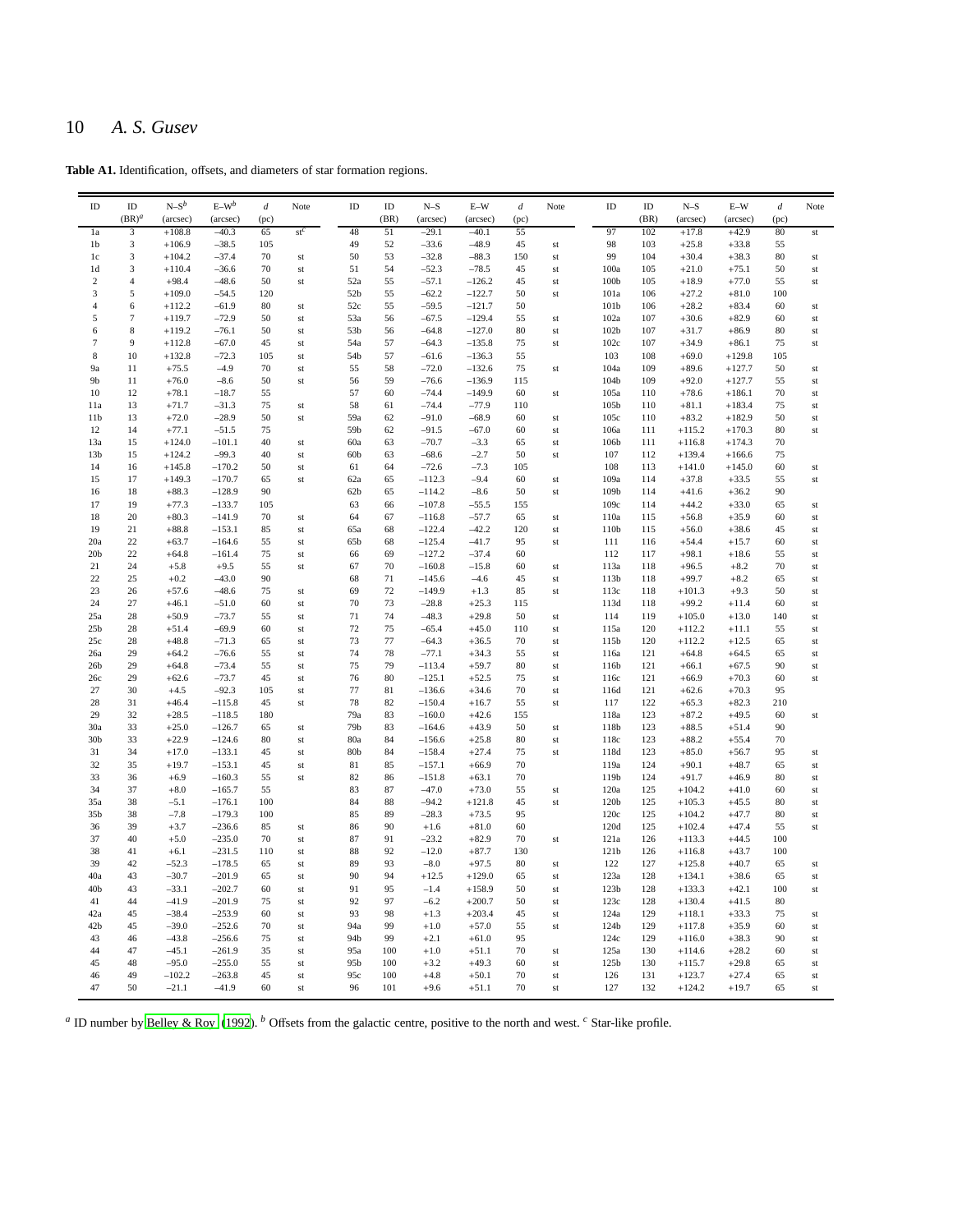**Table A1.** Identification, offsets, and diameters of star formation regions.

| ID | ID (BR)[a] | N–S[b] (arcsec) | E–W[b] (arcsec) | $d$ (pc) | Note | ID | ID (BR) | N–S (arcsec) | E–W (arcsec) | $d$ (pc) | Note | ID | ID (BR) | N–S (arcsec) | E–W (arcsec) | $d$ (pc) | Note |
|---|---|---|---|---|---|---|---|---|---|---|---|---|---|---|---|---|---|
| 1a | 3 | +108.8 | –40.3 | 65 | st[c] | 48 | 51 | –29.1 | –40.1 | 55 | | 97 | 102 | +17.8 | +42.9 | 80 | st |
| 1b | 3 | +106.9 | –38.5 | 105 | | 49 | 52 | –33.6 | –48.9 | 45 | st | 98 | 103 | +25.8 | +33.8 | 55 | |
| 1c | 3 | +104.2 | –37.4 | 70 | st | 50 | 53 | –32.8 | –88.3 | 150 | st | 99 | 104 | +30.4 | +38.3 | 80 | st |
| 1d | 3 | +110.4 | –36.6 | 70 | st | 51 | 54 | –52.3 | –78.5 | 45 | st | 100a | 105 | +21.0 | +75.1 | 50 | st |
| 2 | 4 | +98.4 | –48.6 | 50 | st | 52a | 55 | –57.1 | –126.2 | 45 | st | 100b | 105 | +18.9 | +77.0 | 55 | st |
| 3 | 5 | +109.0 | –54.5 | 120 | | 52b | 55 | –62.2 | –122.7 | 50 | st | 101a | 106 | +27.2 | +81.0 | 100 | |
| 4 | 6 | +112.2 | –61.9 | 80 | st | 52c | 55 | –59.5 | –121.7 | 50 | | 101b | 106 | +28.2 | +83.4 | 60 | st |
| 5 | 7 | +119.7 | –72.9 | 50 | st | 53a | 56 | –67.5 | –129.4 | 55 | st | 102a | 107 | +30.6 | +82.9 | 60 | st |
| 6 | 8 | +119.2 | –76.1 | 50 | st | 53b | 56 | –64.8 | –127.0 | 80 | st | 102b | 107 | +31.7 | +86.9 | 80 | st |
| 7 | 9 | +112.8 | –67.0 | 45 | st | 54a | 57 | –64.3 | –135.8 | 75 | st | 102c | 107 | +34.9 | +86.1 | 75 | st |
| 8 | 10 | +132.8 | –72.3 | 105 | st | 54b | 57 | –61.6 | –136.3 | 55 | | 103 | 108 | +69.0 | +129.8 | 105 | |
| 9a | 11 | +75.5 | –4.9 | 70 | st | 55 | 58 | –72.0 | –132.6 | 75 | st | 104a | 109 | +89.6 | +127.7 | 50 | st |
| 9b | 11 | +76.0 | –8.6 | 50 | st | 56 | 59 | –76.6 | –136.9 | 115 | | 104b | 109 | +92.0 | +127.7 | 55 | st |
| 10 | 12 | +78.1 | –18.7 | 55 | | 57 | 60 | –74.4 | –149.9 | 60 | st | 105a | 110 | +78.6 | +186.1 | 70 | st |
| 11a | 13 | +71.7 | –31.3 | 75 | st | 58 | 61 | –74.4 | –77.9 | 110 | | 105b | 110 | +81.1 | +183.4 | 75 | st |
| 11b | 13 | +72.0 | –28.9 | 50 | st | 59a | 62 | –91.0 | –68.9 | 60 | st | 105c | 110 | +83.2 | +182.9 | 50 | st |
| 12 | 14 | +77.1 | –51.5 | 75 | | 59b | 62 | –91.5 | –67.0 | 60 | st | 106a | 111 | +115.2 | +170.3 | 80 | st |
| 13a | 15 | +124.0 | –101.1 | 40 | st | 60a | 63 | –70.7 | –3.3 | 65 | st | 106b | 111 | +116.8 | +174.3 | 70 | |
| 13b | 15 | +124.2 | –99.3 | 40 | st | 60b | 63 | –68.6 | –2.7 | 50 | st | 107 | 112 | +139.4 | +166.6 | 75 | |
| 14 | 16 | +145.8 | –170.2 | 50 | st | 61 | 64 | –72.6 | –7.3 | 105 | | 108 | 113 | +141.0 | +145.0 | 60 | st |
| 15 | 17 | +149.3 | –170.7 | 65 | st | 62a | 65 | –112.3 | –9.4 | 60 | st | 109a | 114 | +37.8 | +33.5 | 55 | st |
| 16 | 18 | +88.3 | –128.9 | 90 | | 62b | 65 | –114.2 | –8.6 | 50 | st | 109b | 114 | +41.6 | +36.2 | 90 | |
| 17 | 19 | +77.3 | –133.7 | 105 | | 63 | 66 | –107.8 | –55.5 | 155 | | 109c | 114 | +44.2 | +33.0 | 65 | st |
| 18 | 20 | +80.3 | –141.9 | 70 | st | 64 | 67 | –116.8 | –57.7 | 65 | st | 110a | 115 | +56.8 | +35.9 | 60 | st |
| 19 | 21 | +88.8 | –153.1 | 85 | st | 65a | 68 | –122.4 | –42.2 | 120 | st | 110b | 115 | +56.0 | +38.6 | 45 | st |
| 20a | 22 | +63.7 | –164.6 | 55 | st | 65b | 68 | –125.4 | –41.7 | 95 | st | 111 | 116 | +54.4 | +15.7 | 60 | st |
| 20b | 22 | +64.8 | –161.4 | 75 | st | 66 | 69 | –127.2 | –37.4 | 60 | | 112 | 117 | +98.1 | +18.6 | 55 | st |
| 21 | 24 | +5.8 | +9.5 | 55 | st | 67 | 70 | –160.8 | –15.8 | 60 | st | 113a | 118 | +96.5 | +8.2 | 70 | st |
| 22 | 25 | +0.2 | –43.0 | 90 | | 68 | 71 | –145.6 | –4.6 | 45 | st | 113b | 118 | +99.7 | +8.2 | 65 | st |
| 23 | 26 | +57.6 | –48.6 | 75 | st | 69 | 72 | –149.9 | +1.3 | 85 | st | 113c | 118 | +101.3 | +9.3 | 50 | st |
| 24 | 27 | +46.1 | –51.0 | 60 | st | 70 | 73 | –28.8 | +25.3 | 115 | | 113d | 118 | +99.2 | +11.4 | 60 | st |
| 25a | 28 | +50.9 | –73.7 | 55 | st | 71 | 74 | –48.3 | +29.8 | 50 | st | 114 | 119 | +105.0 | +13.0 | 140 | st |
| 25b | 28 | +51.4 | –69.9 | 60 | st | 72 | 75 | –65.4 | +45.0 | 110 | st | 115a | 120 | +112.2 | +11.1 | 55 | st |
| 25c | 28 | +48.8 | –71.3 | 65 | st | 73 | 77 | –64.3 | +36.5 | 70 | st | 115b | 120 | +112.2 | +12.5 | 65 | st |
| 26a | 29 | +64.2 | –76.6 | 55 | st | 74 | 78 | –77.1 | +34.3 | 55 | st | 116a | 121 | +64.8 | +64.5 | 65 | st |
| 26b | 29 | +64.8 | –73.4 | 55 | st | 75 | 79 | –113.4 | +59.7 | 80 | st | 116b | 121 | +66.1 | +67.5 | 90 | st |
| 26c | 29 | +62.6 | –73.7 | 45 | st | 76 | 80 | –125.1 | +52.5 | 75 | st | 116c | 121 | +66.9 | +70.3 | 60 | st |
| 27 | 30 | +4.5 | –92.3 | 105 | st | 77 | 81 | –136.6 | +34.6 | 70 | st | 116d | 121 | +62.6 | +70.3 | 95 | |
| 28 | 31 | +46.4 | –115.8 | 45 | st | 78 | 82 | –150.4 | +16.7 | 55 | st | 117 | 122 | +65.3 | +82.3 | 210 | |
| 29 | 32 | +28.5 | –118.5 | 180 | | 79a | 83 | –160.0 | +42.6 | 155 | | 118a | 123 | +87.2 | +49.5 | 60 | st |
| 30a | 33 | +25.0 | –126.7 | 65 | st | 79b | 83 | –164.6 | +43.9 | 50 | st | 118b | 123 | +88.5 | +51.4 | 90 | |
| 30b | 33 | +22.9 | –124.6 | 80 | st | 80a | 84 | –156.6 | +25.8 | 80 | st | 118c | 123 | +88.2 | +55.4 | 70 | |
| 31 | 34 | +17.0 | –133.1 | 45 | st | 80b | 84 | –158.4 | +27.4 | 75 | st | 118d | 123 | +85.0 | +56.7 | 95 | st |
| 32 | 35 | +19.7 | –153.1 | 45 | st | 81 | 85 | –157.1 | +66.9 | 70 | | 119a | 124 | +90.1 | +48.7 | 65 | st |
| 33 | 36 | +6.9 | –160.3 | 55 | st | 82 | 86 | –151.8 | +63.1 | 70 | | 119b | 124 | +91.7 | +46.9 | 80 | st |
| 34 | 37 | +8.0 | –165.7 | 55 | | 83 | 87 | –47.0 | +73.0 | 55 | st | 120a | 125 | +104.2 | +41.0 | 60 | st |
| 35a | 38 | –5.1 | –176.1 | 100 | | 84 | 88 | –94.2 | +121.8 | 45 | st | 120b | 125 | +105.3 | +45.5 | 80 | st |
| 35b | 38 | –7.8 | –179.3 | 100 | | 85 | 89 | –28.3 | +73.5 | 95 | | 120c | 125 | +104.2 | +47.7 | 80 | st |
| 36 | 39 | +3.7 | –236.6 | 85 | st | 86 | 90 | +1.6 | +81.0 | 60 | | 120d | 125 | +102.4 | +47.4 | 55 | st |
| 37 | 40 | +5.0 | –235.0 | 70 | st | 87 | 91 | –23.2 | +82.9 | 70 | st | 121a | 126 | +113.3 | +44.5 | 100 | |
| 38 | 41 | +6.1 | –231.5 | 110 | st | 88 | 92 | –12.0 | +87.7 | 130 | | 121b | 126 | +116.8 | +43.7 | 100 | |
| 39 | 42 | –52.3 | –178.5 | 65 | st | 89 | 93 | –8.0 | +97.5 | 80 | st | 122 | 127 | +125.8 | +40.7 | 65 | st |
| 40a | 43 | –30.7 | –201.9 | 65 | st | 90 | 94 | +12.5 | +129.0 | 65 | st | 123a | 128 | +134.1 | +38.6 | 65 | st |
| 40b | 43 | –33.1 | –202.7 | 60 | st | 91 | 95 | –1.4 | +158.9 | 50 | st | 123b | 128 | +133.3 | +42.1 | 100 | st |
| 41 | 44 | –41.9 | –201.9 | 75 | st | 92 | 97 | –6.2 | +200.7 | 50 | st | 123c | 128 | +130.4 | +41.5 | 80 | |
| 42a | 45 | –38.4 | –253.9 | 60 | st | 93 | 98 | +1.3 | +203.4 | 45 | st | 124a | 129 | +118.1 | +33.3 | 75 | st |
| 42b | 45 | –39.0 | –252.6 | 70 | st | 94a | 99 | +1.0 | +57.0 | 55 | st | 124b | 129 | +117.8 | +35.9 | 60 | st |
| 43 | 46 | –43.8 | –256.6 | 75 | st | 94b | 99 | +2.1 | +61.0 | 95 | | 124c | 129 | +116.0 | +38.3 | 90 | st |
| 44 | 47 | –45.1 | –261.9 | 35 | st | 95a | 100 | +1.0 | +51.1 | 70 | st | 125a | 130 | +114.6 | +28.2 | 60 | st |
| 45 | 48 | –95.0 | –255.0 | 55 | st | 95b | 100 | +3.2 | +49.3 | 60 | st | 125b | 130 | +115.7 | +29.8 | 65 | st |
| 46 | 49 | –102.2 | –263.8 | 45 | st | 95c | 100 | +4.8 | +50.1 | 70 | st | 126 | 131 | +123.7 | +27.4 | 65 | st |
| 47 | 50 | –21.1 | –41.9 | 60 | st | 96 | 101 | +9.6 | +51.1 | 70 | st | 127 | 132 | +124.2 | +19.7 | 65 | st |

[a] ID number by Belley & Roy (1992). [b] Offsets from the galactic centre, positive to the north and west. [c] Star-like profile.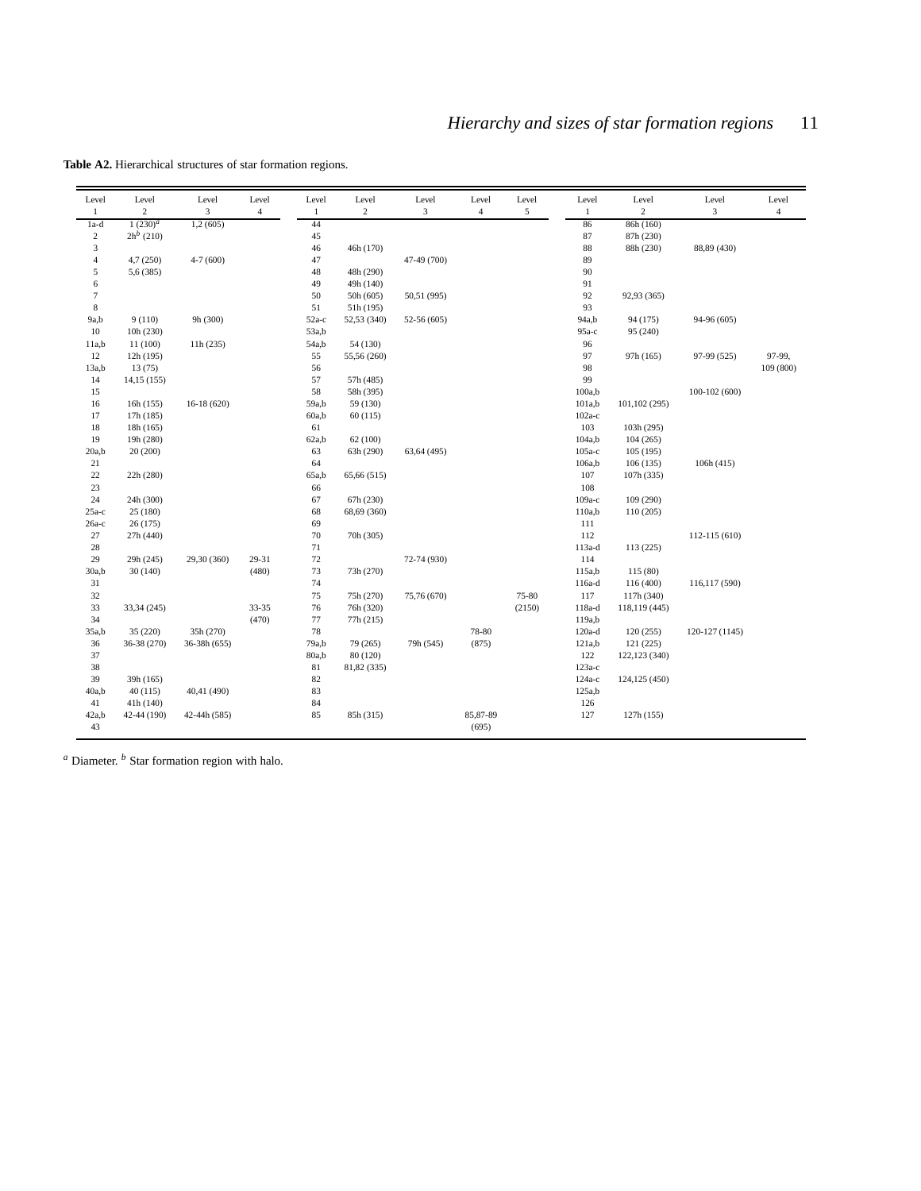**Table A2.** Hierarchical structures of star formation regions.

| Level 1 | Level 2 | Level 3 | Level 4 | Level 1 | Level 2 | Level 3 | Level 4 | Level 5 | Level 1 | Level 2 | Level 3 | Level 4 |
|---|---|---|---|---|---|---|---|---|---|---|---|---|
| 1a-d | 1 (230)[a] | 1,2 (605) | | 44 | | | | | 86 | 86h (160) | | |
| 2 | 2h[b] (210) | | | 45 | | | | | 87 | 87h (230) | | |
| 3 | | | | 46 | 46h (170) | | | | 88 | 88h (230) | 88,89 (430) | |
| 4 | 4,7 (250) | 4-7 (600) | | 47 | | 47-49 (700) | | | 89 | | | |
| 5 | 5,6 (385) | | | 48 | 48h (290) | | | | 90 | | | |
| 6 | | | | 49 | 49h (140) | | | | 91 | | | |
| 7 | | | | 50 | 50h (605) | 50,51 (995) | | | 92 | 92,93 (365) | | |
| 8 | | | | 51 | 51h (195) | | | | 93 | | | |
| 9a,b | 9 (110) | 9h (300) | | 52a-c | 52,53 (340) | 52-56 (605) | | | 94a,b | 94 (175) | 94-96 (605) | |
| 10 | 10h (230) | | | 53a,b | | | | | 95a-c | 95 (240) | | |
| 11a,b | 11 (100) | 11h (235) | | 54a,b | 54 (130) | | | | 96 | | | |
| 12 | 12h (195) | | | 55 | 55,56 (260) | | | | 97 | 97h (165) | 97-99 (525) | 97-99, |
| 13a,b | 13 (75) | | | 56 | | | | | 98 | | | 109 (800) |
| 14 | 14,15 (155) | | | 57 | 57h (485) | | | | 99 | | | |
| 15 | | | | 58 | 58h (395) | | | | 100a,b | | 100-102 (600) | |
| 16 | 16h (155) | 16-18 (620) | | 59a,b | 59 (130) | | | | 101a,b | 101,102 (295) | | |
| 17 | 17h (185) | | | 60a,b | 60 (115) | | | | 102a-c | | | |
| 18 | 18h (165) | | | 61 | | | | | 103 | 103h (295) | | |
| 19 | 19h (280) | | | 62a,b | 62 (100) | | | | 104a,b | 104 (265) | | |
| 20a,b | 20 (200) | | | 63 | 63h (290) | 63,64 (495) | | | 105a-c | 105 (195) | | |
| 21 | | | | 64 | | | | | 106a,b | 106 (135) | 106h (415) | |
| 22 | 22h (280) | | | 65a,b | 65,66 (515) | | | | 107 | 107h (335) | | |
| 23 | | | | 66 | | | | | 108 | | | |
| 24 | 24h (300) | | | 67 | 67h (230) | | | | 109a-c | 109 (290) | | |
| 25a-c | 25 (180) | | | 68 | 68,69 (360) | | | | 110a,b | 110 (205) | | |
| 26a-c | 26 (175) | | | 69 | | | | | 111 | | | |
| 27 | 27h (440) | | | 70 | 70h (305) | | | | 112 | | 112-115 (610) | |
| 28 | | | | 71 | | | | | 113a-d | 113 (225) | | |
| 29 | 29h (245) | 29,30 (360) | 29-31 | 72 | | 72-74 (930) | | | 114 | | | |
| 30a,b | 30 (140) | | (480) | 73 | 73h (270) | | | | 115a,b | 115 (80) | | |
| 31 | | | | 74 | | | | | 116a-d | 116 (400) | 116,117 (590) | |
| 32 | | | | 75 | 75h (270) | 75,76 (670) | | 75-80 | 117 | 117h (340) | | |
| 33 | 33,34 (245) | | 33-35 | 76 | 76h (320) | | | (2150) | 118a-d | 118,119 (445) | | |
| 34 | | | (470) | 77 | 77h (215) | | | | 119a,b | | | |
| 35a,b | 35 (220) | 35h (270) | | 78 | | | 78-80 | | 120a-d | 120 (255) | 120-127 (1145) | |
| 36 | 36-38 (270) | 36-38h (655) | | 79a,b | 79 (265) | 79h (545) | (875) | | 121a,b | 121 (225) | | |
| 37 | | | | 80a,b | 80 (120) | | | | 122 | 122,123 (340) | | |
| 38 | | | | 81 | 81,82 (335) | | | | 123a-c | | | |
| 39 | 39h (165) | | | 82 | | | | | 124a-c | 124,125 (450) | | |
| 40a,b | 40 (115) | 40,41 (490) | | 83 | | | | | 125a,b | | | |
| 41 | 41h (140) | | | 84 | | | | | 126 | | | |
| 42a,b | 42-44 (190) | 42-44h (585) | | 85 | 85h (315) | | 85,87-89 | | 127 | 127h (155) | | |
| 43 | | | | | | | (695) | | | | | |

[a] Diameter. [b] Star formation region with halo.